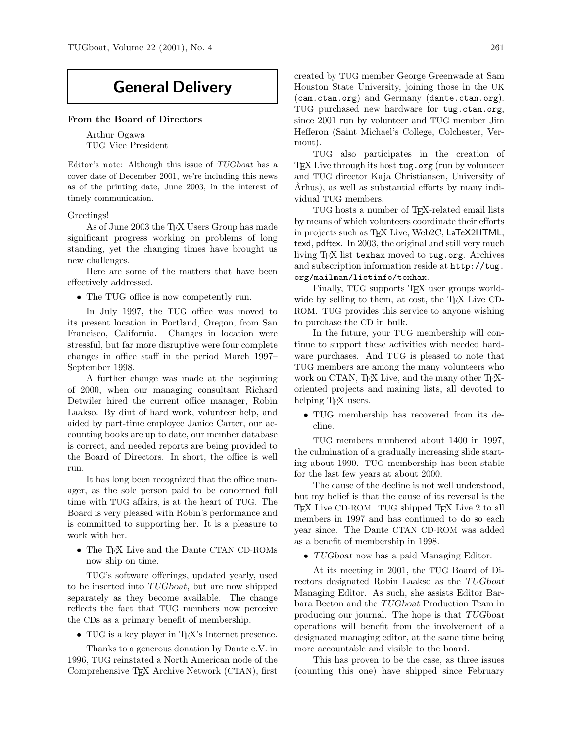# General Delivery

## From the Board of Directors

Arthur Ogawa
TUG Vice President

*Editor's note:* Although this issue of *TUGboat* has a cover date of December 2001, we're including this news as of the printing date, June 2003, in the interest of timely communication.

Greetings!

As of June 2003 the TeX Users Group has made significant progress working on problems of long standing, yet the changing times have brought us new challenges.

Here are some of the matters that have been effectively addressed.

- The TUG office is now competently run.

In July 1997, the TUG office was moved to its present location in Portland, Oregon, from San Francisco, California. Changes in location were stressful, but far more disruptive were four complete changes in office staff in the period March 1997–September 1998.

A further change was made at the beginning of 2000, when our managing consultant Richard Detwiler hired the current office manager, Robin Laakso. By dint of hard work, volunteer help, and aided by part-time employee Janice Carter, our accounting books are up to date, our member database is correct, and needed reports are being provided to the Board of Directors. In short, the office is well run.

It has long been recognized that the office manager, as the sole person paid to be concerned full time with TUG affairs, is at the heart of TUG. The Board is very pleased with Robin's performance and is committed to supporting her. It is a pleasure to work with her.

- The TeX Live and the Dante CTAN CD-ROMs now ship on time.

TUG's software offerings, updated yearly, used to be inserted into *TUGboat*, but are now shipped separately as they become available. The change reflects the fact that TUG members now perceive the CDs as a primary benefit of membership.

- TUG is a key player in TeX's Internet presence.

Thanks to a generous donation by Dante e.V. in 1996, TUG reinstated a North American node of the Comprehensive TeX Archive Network (CTAN), first created by TUG member George Greenwade at Sam Houston State University, joining those in the UK (`cam.ctan.org`) and Germany (`dante.ctan.org`). TUG purchased new hardware for `tug.ctan.org`, since 2001 run by volunteer and TUG member Jim Hefferon (Saint Michael's College, Colchester, Vermont).

TUG also participates in the creation of TeX Live through its host `tug.org` (run by volunteer and TUG director Kaja Christiansen, University of Århus), as well as substantial efforts by many individual TUG members.

TUG hosts a number of TeX-related email lists by means of which volunteers coordinate their efforts in projects such as TeX Live, Web2C, LaTeX2HTML, `texd`, `pdftex`. In 2003, the original and still very much living TeX list `texhax` moved to `tug.org`. Archives and subscription information reside at `http://tug.org/mailman/listinfo/texhax`.

Finally, TUG supports TeX user groups worldwide by selling to them, at cost, the TeX Live CD-ROM. TUG provides this service to anyone wishing to purchase the CD in bulk.

In the future, your TUG membership will continue to support these activities with needed hardware purchases. And TUG is pleased to note that TUG members are among the many volunteers who work on CTAN, TeX Live, and the many other TeX-oriented projects and maining lists, all devoted to helping TeX users.

- TUG membership has recovered from its decline.

TUG members numbered about 1400 in 1997, the culmination of a gradually increasing slide starting about 1990. TUG membership has been stable for the last few years at about 2000.

The cause of the decline is not well understood, but my belief is that the cause of its reversal is the TeX Live CD-ROM. TUG shipped TeX Live 2 to all members in 1997 and has continued to do so each year since. The Dante CTAN CD-ROM was added as a benefit of membership in 1998.

- *TUGboat* now has a paid Managing Editor.

At its meeting in 2001, the TUG Board of Directors designated Robin Laakso as the *TUGboat* Managing Editor. As such, she assists Editor Barbara Beeton and the *TUGboat* Production Team in producing our journal. The hope is that *TUGboat* operations will benefit from the involvement of a designated managing editor, at the same time being more accountable and visible to the board.

This has proven to be the case, as three issues (counting this one) have shipped since February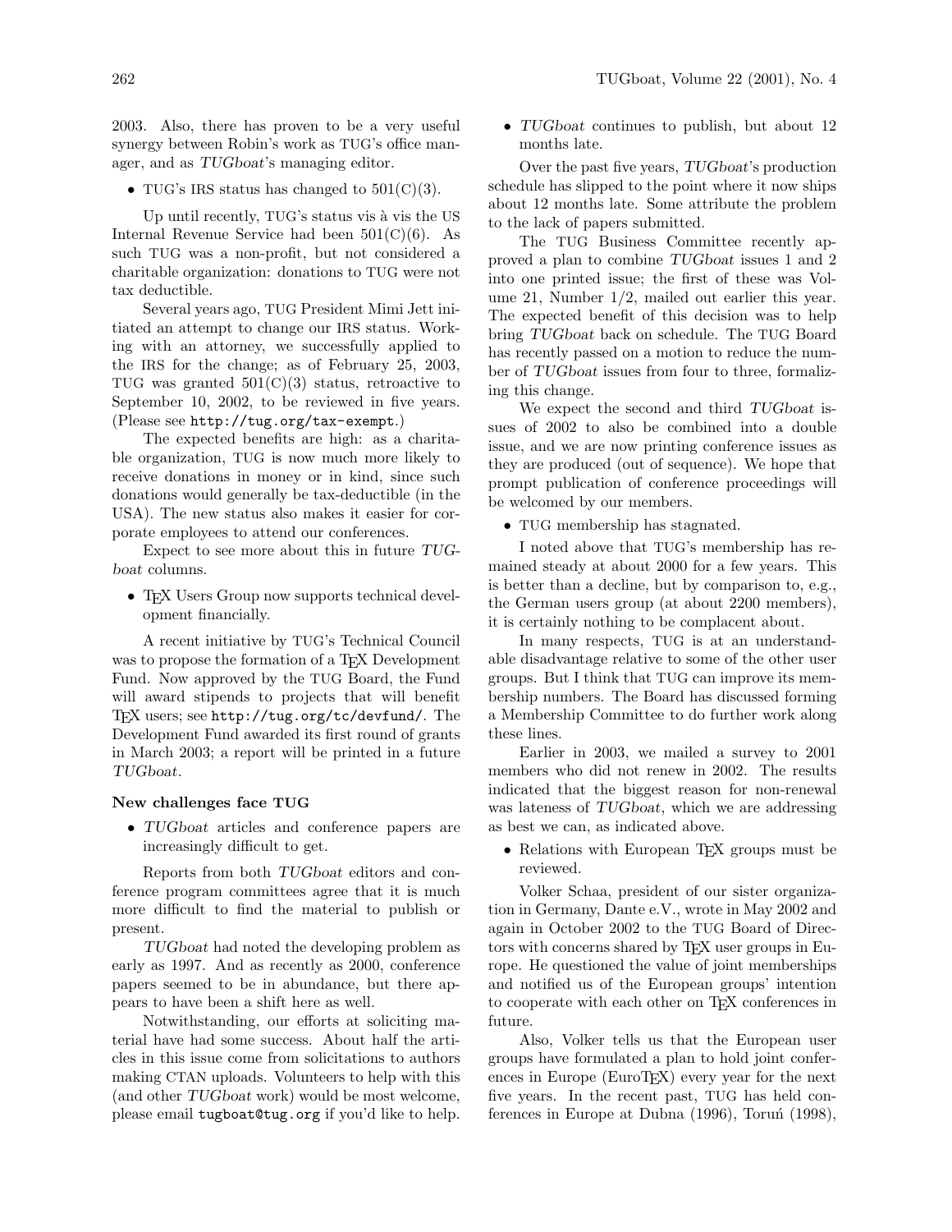2003. Also, there has proven to be a very useful synergy between Robin's work as TUG's office manager, and as *TUGboat*'s managing editor.

- TUG's IRS status has changed to 501(C)(3).

Up until recently, TUG's status vis à vis the US Internal Revenue Service had been 501(C)(6). As such TUG was a non-profit, but not considered a charitable organization: donations to TUG were not tax deductible.

Several years ago, TUG President Mimi Jett initiated an attempt to change our IRS status. Working with an attorney, we successfully applied to the IRS for the change; as of February 25, 2003, TUG was granted 501(C)(3) status, retroactive to September 10, 2002, to be reviewed in five years. (Please see `http://tug.org/tax-exempt`.)

The expected benefits are high: as a charitable organization, TUG is now much more likely to receive donations in money or in kind, since such donations would generally be tax-deductible (in the USA). The new status also makes it easier for corporate employees to attend our conferences.

Expect to see more about this in future *TUGboat* columns.

- TeX Users Group now supports technical development financially.

A recent initiative by TUG's Technical Council was to propose the formation of a TeX Development Fund. Now approved by the TUG Board, the Fund will award stipends to projects that will benefit TeX users; see `http://tug.org/tc/devfund/`. The Development Fund awarded its first round of grants in March 2003; a report will be printed in a future *TUGboat*.

### New challenges face TUG

- *TUGboat* articles and conference papers are increasingly difficult to get.

Reports from both *TUGboat* editors and conference program committees agree that it is much more difficult to find the material to publish or present.

*TUGboat* had noted the developing problem as early as 1997. And as recently as 2000, conference papers seemed to be in abundance, but there appears to have been a shift here as well.

Notwithstanding, our efforts at soliciting material have had some success. About half the articles in this issue come from solicitations to authors making CTAN uploads. Volunteers to help with this (and other *TUGboat* work) would be most welcome, please email `tugboat@tug.org` if you'd like to help.

- *TUGboat* continues to publish, but about 12 months late.

Over the past five years, *TUGboat*'s production schedule has slipped to the point where it now ships about 12 months late. Some attribute the problem to the lack of papers submitted.

The TUG Business Committee recently approved a plan to combine *TUGboat* issues 1 and 2 into one printed issue; the first of these was Volume 21, Number 1/2, mailed out earlier this year. The expected benefit of this decision was to help bring *TUGboat* back on schedule. The TUG Board has recently passed on a motion to reduce the number of *TUGboat* issues from four to three, formalizing this change.

We expect the second and third *TUGboat* issues of 2002 to also be combined into a double issue, and we are now printing conference issues as they are produced (out of sequence). We hope that prompt publication of conference proceedings will be welcomed by our members.

- TUG membership has stagnated.

I noted above that TUG's membership has remained steady at about 2000 for a few years. This is better than a decline, but by comparison to, e.g., the German users group (at about 2200 members), it is certainly nothing to be complacent about.

In many respects, TUG is at an understandable disadvantage relative to some of the other user groups. But I think that TUG can improve its membership numbers. The Board has discussed forming a Membership Committee to do further work along these lines.

Earlier in 2003, we mailed a survey to 2001 members who did not renew in 2002. The results indicated that the biggest reason for non-renewal was lateness of *TUGboat*, which we are addressing as best we can, as indicated above.

- Relations with European TeX groups must be reviewed.

Volker Schaa, president of our sister organization in Germany, Dante e.V., wrote in May 2002 and again in October 2002 to the TUG Board of Directors with concerns shared by TeX user groups in Europe. He questioned the value of joint memberships and notified us of the European groups' intention to cooperate with each other on TeX conferences in future.

Also, Volker tells us that the European user groups have formulated a plan to hold joint conferences in Europe (EuroTeX) every year for the next five years. In the recent past, TUG has held conferences in Europe at Dubna (1996), Toruń (1998),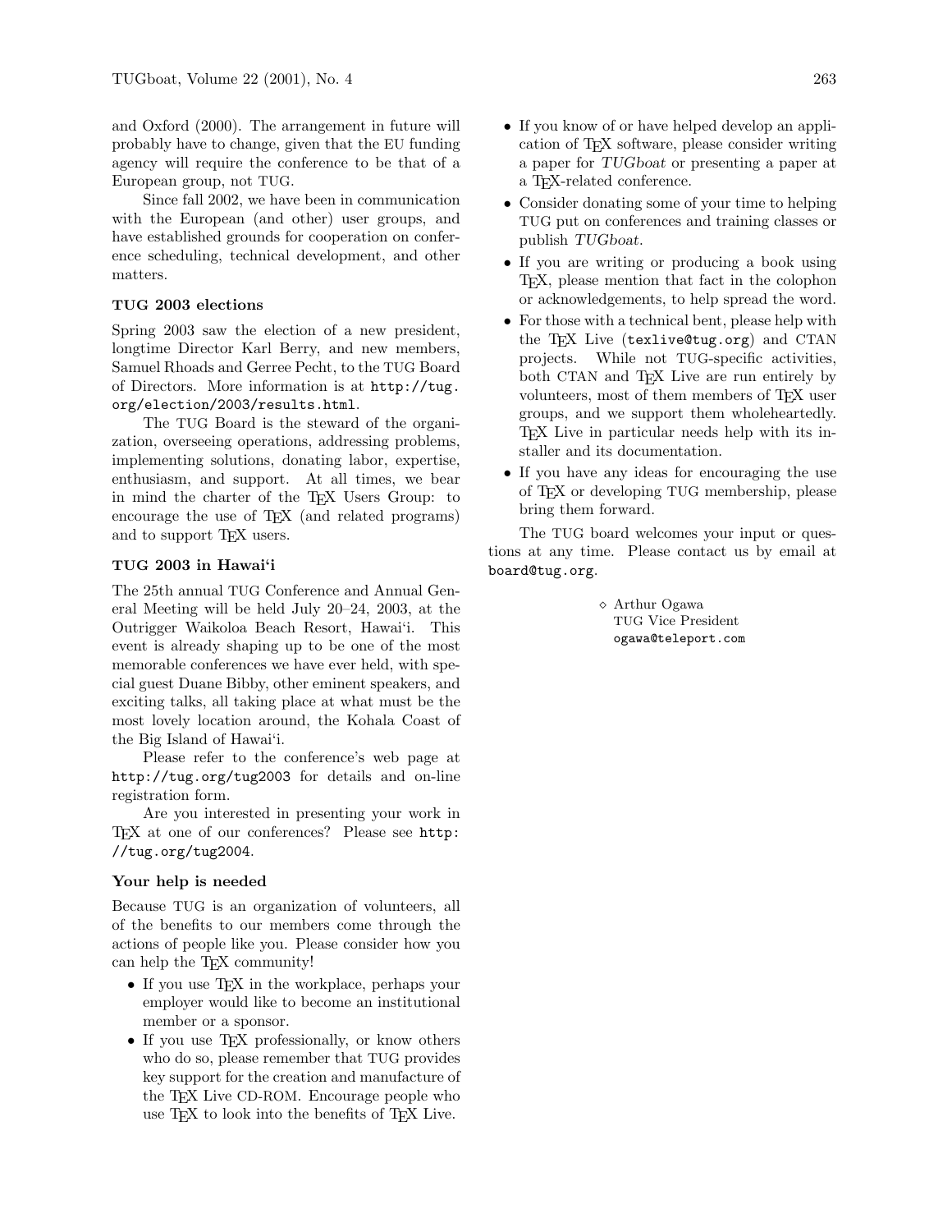and Oxford (2000). The arrangement in future will probably have to change, given that the EU funding agency will require the conference to be that of a European group, not TUG.

Since fall 2002, we have been in communication with the European (and other) user groups, and have established grounds for cooperation on conference scheduling, technical development, and other matters.

### TUG 2003 elections

Spring 2003 saw the election of a new president, longtime Director Karl Berry, and new members, Samuel Rhoads and Gerree Pecht, to the TUG Board of Directors. More information is at `http://tug.org/election/2003/results.html`.

The TUG Board is the steward of the organization, overseeing operations, addressing problems, implementing solutions, donating labor, expertise, enthusiasm, and support. At all times, we bear in mind the charter of the TeX Users Group: to encourage the use of TeX (and related programs) and to support TeX users.

### TUG 2003 in Hawai'i

The 25th annual TUG Conference and Annual General Meeting will be held July 20–24, 2003, at the Outrigger Waikoloa Beach Resort, Hawai'i. This event is already shaping up to be one of the most memorable conferences we have ever held, with special guest Duane Bibby, other eminent speakers, and exciting talks, all taking place at what must be the most lovely location around, the Kohala Coast of the Big Island of Hawai'i.

Please refer to the conference's web page at `http://tug.org/tug2003` for details and on-line registration form.

Are you interested in presenting your work in TeX at one of our conferences? Please see `http://tug.org/tug2004`.

### Your help is needed

Because TUG is an organization of volunteers, all of the benefits to our members come through the actions of people like you. Please consider how you can help the TeX community!

- If you use TeX in the workplace, perhaps your employer would like to become an institutional member or a sponsor.
- If you use TeX professionally, or know others who do so, please remember that TUG provides key support for the creation and manufacture of the TeX Live CD-ROM. Encourage people who use TeX to look into the benefits of TeX Live.
- If you know of or have helped develop an application of TeX software, please consider writing a paper for *TUGboat* or presenting a paper at a TeX-related conference.
- Consider donating some of your time to helping TUG put on conferences and training classes or publish *TUGboat*.
- If you are writing or producing a book using TeX, please mention that fact in the colophon or acknowledgements, to help spread the word.
- For those with a technical bent, please help with the TeX Live (`texlive@tug.org`) and CTAN projects. While not TUG-specific activities, both CTAN and TeX Live are run entirely by volunteers, most of them members of TeX user groups, and we support them wholeheartedly. TeX Live in particular needs help with its installer and its documentation.
- If you have any ideas for encouraging the use of TeX or developing TUG membership, please bring them forward.

The TUG board welcomes your input or questions at any time. Please contact us by email at `board@tug.org`.

◇ Arthur Ogawa
TUG Vice President
`ogawa@teleport.com`